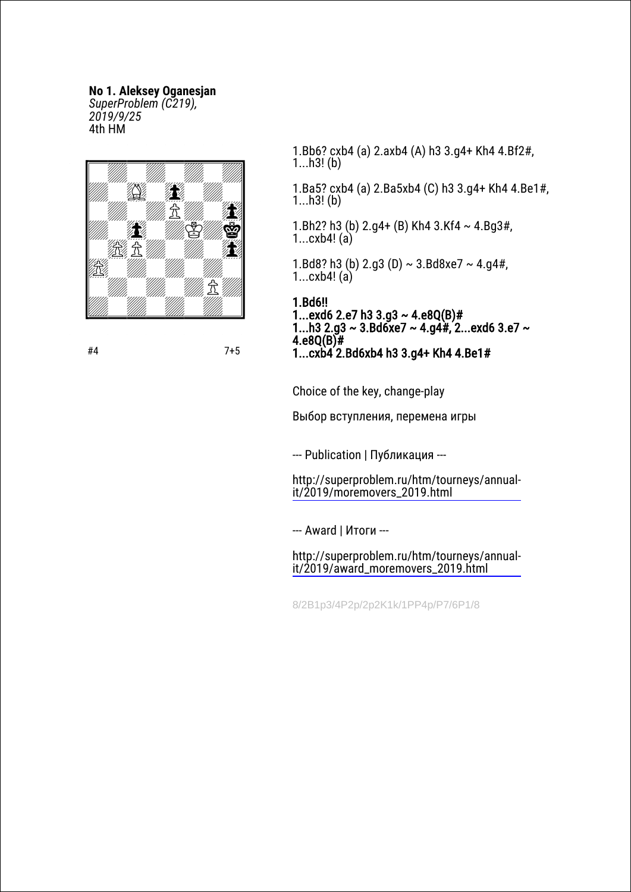**No 1. Aleksey Oganesjan**
*SuperProblem (C219), 2019/9/25*
4th HM

#4 7+5

1.Bb6? cxb4 (a) 2.axb4 (A) h3 3.g4+ Kh4 4.Bf2#,
1...h3! (b)

1.Ba5? cxb4 (a) 2.Ba5xb4 (C) h3 3.g4+ Kh4 4.Be1#,
1...h3! (b)

1.Bh2? h3 (b) 2.g4+ (B) Kh4 3.Kf4 ~ 4.Bg3#,
1...cxb4! (a)

1.Bd8? h3 (b) 2.g3 (D) ~ 3.Bd8xe7 ~ 4.g4#,
1...cxb4! (a)

**1.Bd6!!**
**1...exd6 2.e7 h3 3.g3 ~ 4.e8Q(B)#**
**1...h3 2.g3 ~ 3.Bd6xe7 ~ 4.g4#, 2...exd6 3.e7 ~ 4.e8Q(B)#**
**1...cxb4 2.Bd6xb4 h3 3.g4+ Kh4 4.Be1#**

Choice of the key, change-play

Выбор вступления, перемена игры

--- Publication | Публикация ---

http://superproblem.ru/htm/tourneys/annual-it/2019/moremovers_2019.html

--- Award | Итоги ---

http://superproblem.ru/htm/tourneys/annual-it/2019/award_moremovers_2019.html

8/2B1p3/4P2p/2p2K1k/1PP4p/P7/6P1/8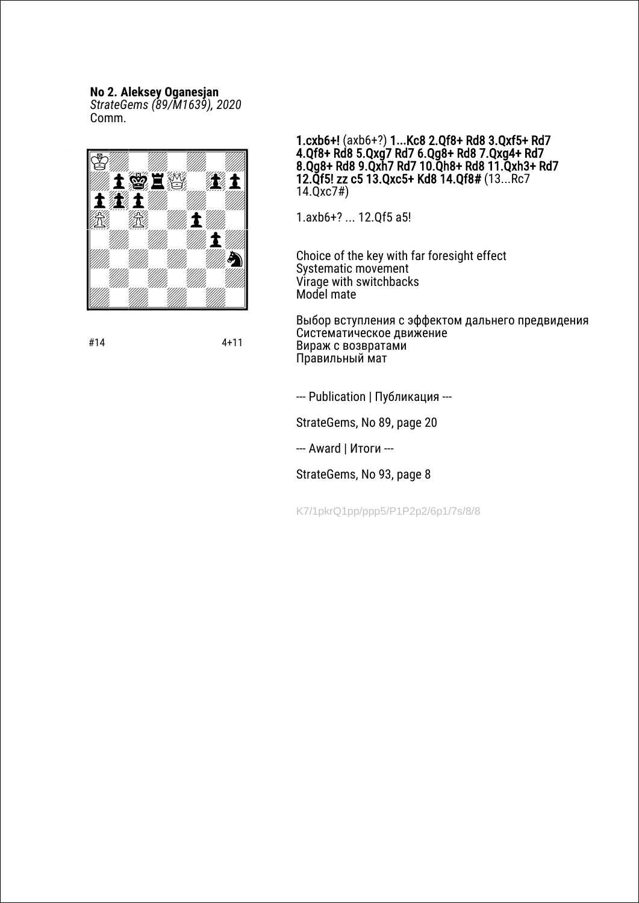**No 2. Aleksey Oganesjan**
*StrateGems (89/M1639), 2020*
Comm.

#14 4+11

**1.cxb6+!** (axb6+?) **1...Kc8 2.Qf8+ Rd8 3.Qxf5+ Rd7 4.Qf8+ Rd8 5.Qxg7 Rd7 6.Qg8+ Rd8 7.Qxg4+ Rd7 8.Qg8+ Rd8 9.Qxh7 Rd7 10.Qh8+ Rd8 11.Qxh3+ Rd7 12.Qf5! zz c5 13.Qxc5+ Kd8 14.Qf8#** (13...Rc7 14.Qxc7#)

1.axb6+? ... 12.Qf5 a5!

Choice of the key with far foresight effect
Systematic movement
Virage with switchbacks
Model mate

Выбор вступления с эффектом дальнего предвидения
Систематическое движение
Вираж с возвратами
Правильный мат

--- Publication | Публикация ---

StrateGems, No 89, page 20

--- Award | Итоги ---

StrateGems, No 93, page 8

K7/1pkrQ1pp/ppp5/P1P2p2/6p1/7s/8/8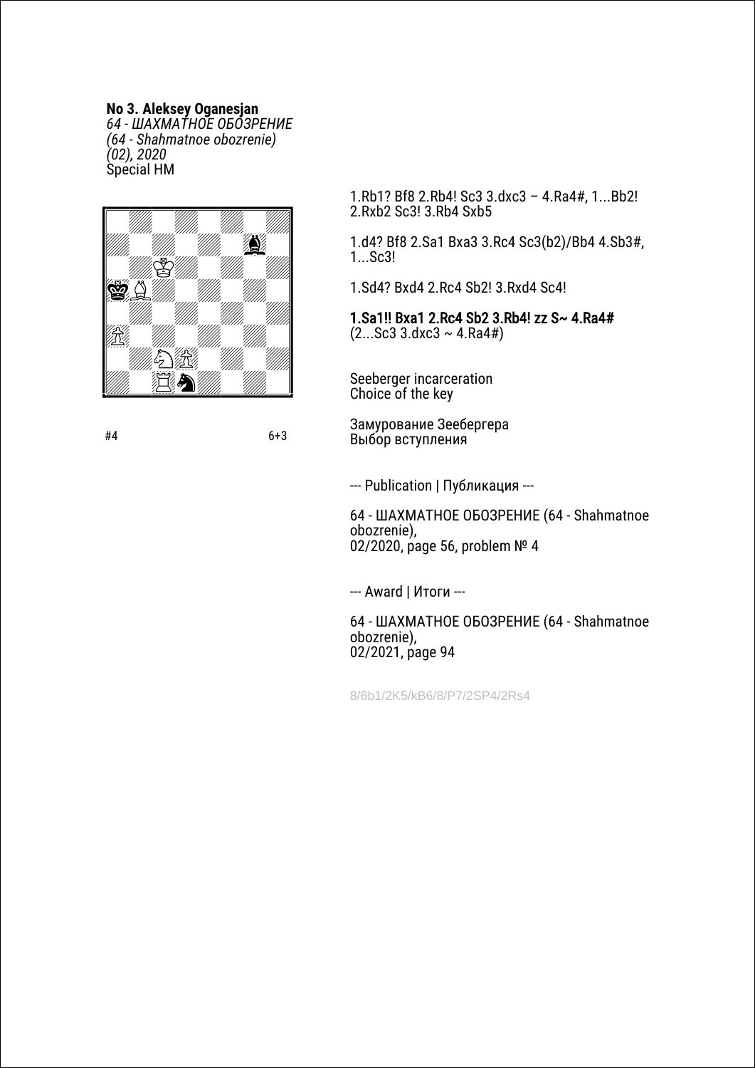**No 3. Aleksey Oganesjan**
*64 - ШАХМАТНОЕ ОБОЗРЕНИЕ (64 - Shahmatnoe obozrenie) (02), 2020*
Special HM

#4 6+3

1.Rb1? Bf8 2.Rb4! Sc3 3.dxc3 – 4.Ra4#, 1...Bb2! 2.Rxb2 Sc3! 3.Rb4 Sxb5

1.d4? Bf8 2.Sa1 Bxa3 3.Rc4 Sc3(b2)/Bb4 4.Sb3#, 1...Sc3!

1.Sd4? Bxd4 2.Rc4 Sb2! 3.Rxd4 Sc4!

1.Sa1!! Bxa1 2.Rc4 Sb2 3.Rb4! zz S~ 4.Ra4#
(2...Sc3 3.dxc3 ~ 4.Ra4#)

Seeberger incarceration
Choice of the key

Замурование Зеебергера
Выбор вступления

--- Publication | Публикация ---

64 - ШАХМАТНОЕ ОБОЗРЕНИЕ (64 - Shahmatnoe obozrenie),
02/2020, page 56, problem № 4

--- Award | Итоги ---

64 - ШАХМАТНОЕ ОБОЗРЕНИЕ (64 - Shahmatnoe obozrenie),
02/2021, page 94

8/6b1/2K5/kB6/8/P7/2SP4/2Rs4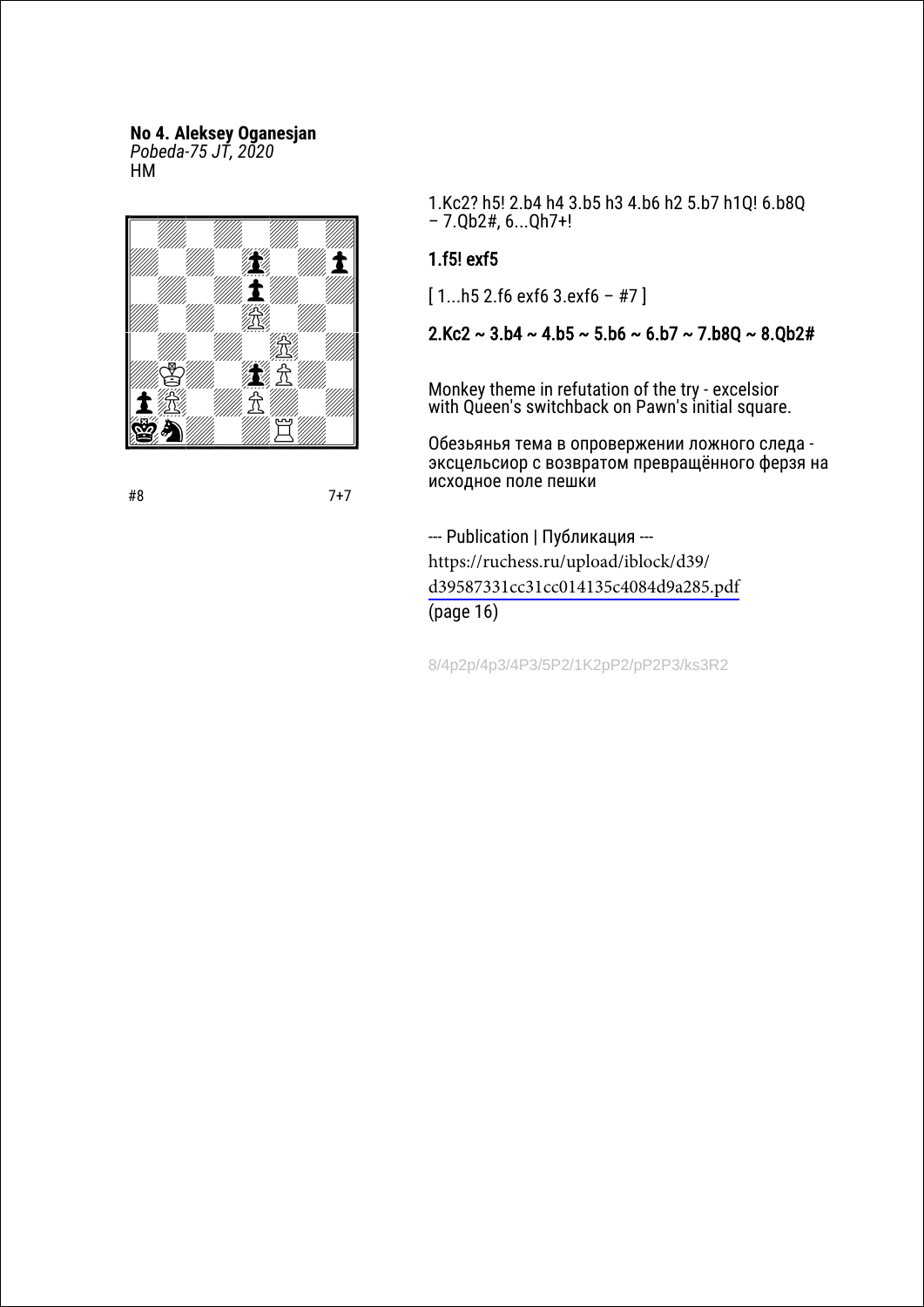**No 4. Aleksey Oganesjan**
*Pobeda-75 JT, 2020*
HM

#8 7+7

1.Kc2? h5! 2.b4 h4 3.b5 h3 4.b6 h2 5.b7 h1Q! 6.b8Q – 7.Qb2#, 6...Qh7+!

1.f5! exf5

[ 1...h5 2.f6 exf6 3.exf6 – #7 ]

2.Kc2 ~ 3.b4 ~ 4.b5 ~ 5.b6 ~ 6.b7 ~ 7.b8Q ~ 8.Qb2#

Monkey theme in refutation of the try - excelsior with Queen's switchback on Pawn's initial square.

Обезьянья тема в опровержении ложного следа - эксцельсиор с возвратом превращённого ферзя на исходное поле пешки

--- Publication | Публикация ---
https://ruchess.ru/upload/iblock/d39/d39587331cc31cc014135c4084d9a285.pdf
(page 16)

8/4p2p/4p3/4P3/5P2/1K2pP2/pP2P3/ks3R2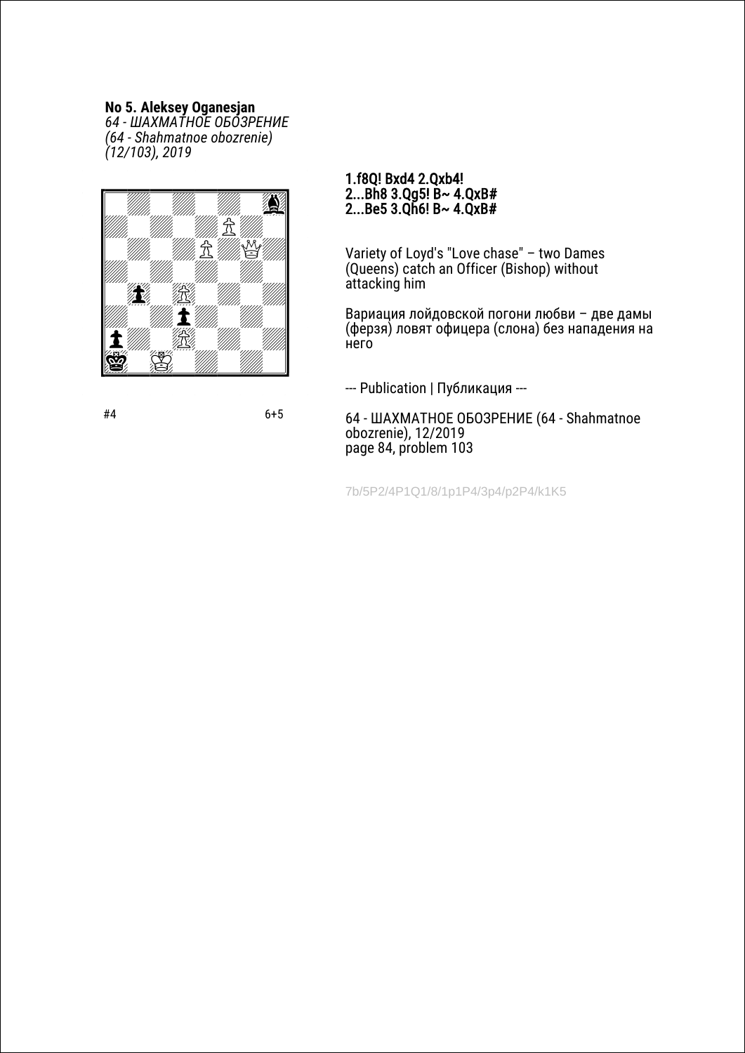**No 5. Aleksey Oganesjan**
*64 - ШАХМАТНОЕ ОБОЗРЕНИЕ*
*(64 - Shahmatnoe obozrenie)*
*(12/103), 2019*

#4 6+5

**1.f8Q! Bxd4 2.Qxb4!**
**2...Bh8 3.Qg5! B~ 4.QxB#**
**2...Be5 3.Qh6! B~ 4.QxB#**

Variety of Loyd's "Love chase" – two Dames (Queens) catch an Officer (Bishop) without attacking him

Вариация лойдовской погони любви – две дамы (ферзя) ловят офицера (слона) без нападения на него

--- Publication | Публикация ---

64 - ШАХМАТНОЕ ОБОЗРЕНИЕ (64 - Shahmatnoe obozrenie), 12/2019
page 84, problem 103

7b/5P2/4P1Q1/8/1p1P4/3p4/p2P4/k1K5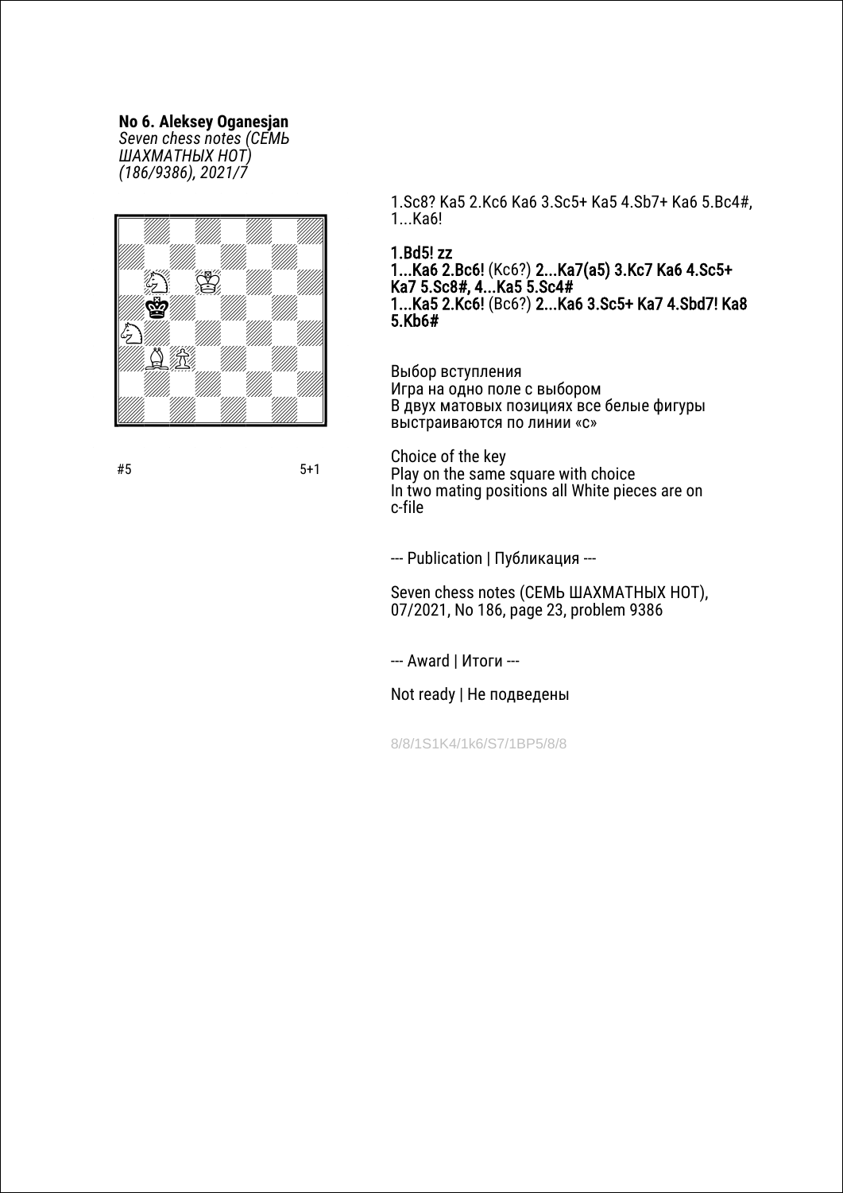**No 6. Aleksey Oganesjan**
*Seven chess notes (СЕМЬ ШАХМАТНЫХ НОТ) (186/9386), 2021/7*

#5 5+1

1.Sc8? Ka5 2.Kc6 Ka6 3.Sc5+ Ka5 4.Sb7+ Ka6 5.Bc4#, 1...Ka6!

**1.Bd5! zz**
**1...Ka6 2.Bc6!** (Kc6?) **2...Ka7(a5) 3.Kc7 Ka6 4.Sc5+ Ka7 5.Sc8#, 4...Ka5 5.Sc4#**
**1...Ka5 2.Kc6!** (Bc6?) **2...Ka6 3.Sc5+ Ka7 4.Sbd7! Ka8 5.Kb6#**

Выбор вступления
Игра на одно поле с выбором
В двух матовых позициях все белые фигуры выстраиваются по линии «c»

Choice of the key
Play on the same square with choice
In two mating positions all White pieces are on c-file

--- Publication | Публикация ---

Seven chess notes (СЕМЬ ШАХМАТНЫХ НОТ), 07/2021, No 186, page 23, problem 9386

--- Award | Итоги ---

Not ready | Не подведены

8/8/1S1K4/1k6/S7/1BP5/8/8